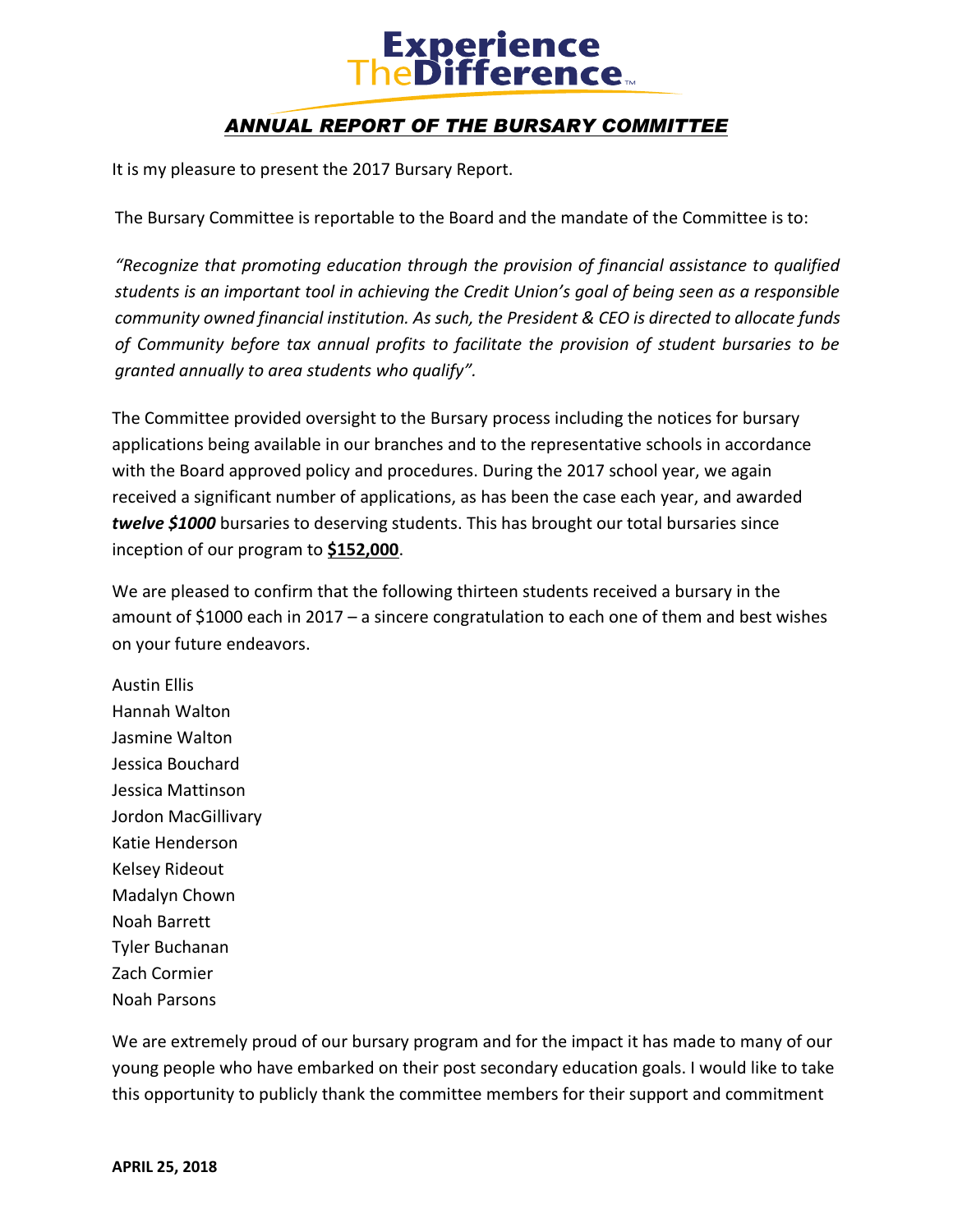# Experience TheDifference™

## *ANNUAL REPORT OF THE BURSARY COMMITTEE*

It is my pleasure to present the 2017 Bursary Report.

The Bursary Committee is reportable to the Board and the mandate of the Committee is to:

*"Recognize that promoting education through the provision of financial assistance to qualified students is an important tool in achieving the Credit Union's goal of being seen as a responsible community owned financial institution. As such, the President & CEO is directed to allocate funds of Community before tax annual profits to facilitate the provision of student bursaries to be granted annually to area students who qualify".*

The Committee provided oversight to the Bursary process including the notices for bursary applications being available in our branches and to the representative schools in accordance with the Board approved policy and procedures. During the 2017 school year, we again received a significant number of applications, as has been the case each year, and awarded ***twelve $1000*** bursaries to deserving students. This has brought our total bursaries since inception of our program to **$152,000**.

We are pleased to confirm that the following thirteen students received a bursary in the amount of $1000 each in 2017 – a sincere congratulation to each one of them and best wishes on your future endeavors.

Austin Ellis
Hannah Walton
Jasmine Walton
Jessica Bouchard
Jessica Mattinson
Jordon MacGillivary
Katie Henderson
Kelsey Rideout
Madalyn Chown
Noah Barrett
Tyler Buchanan
Zach Cormier
Noah Parsons

We are extremely proud of our bursary program and for the impact it has made to many of our young people who have embarked on their post secondary education goals. I would like to take this opportunity to publicly thank the committee members for their support and commitment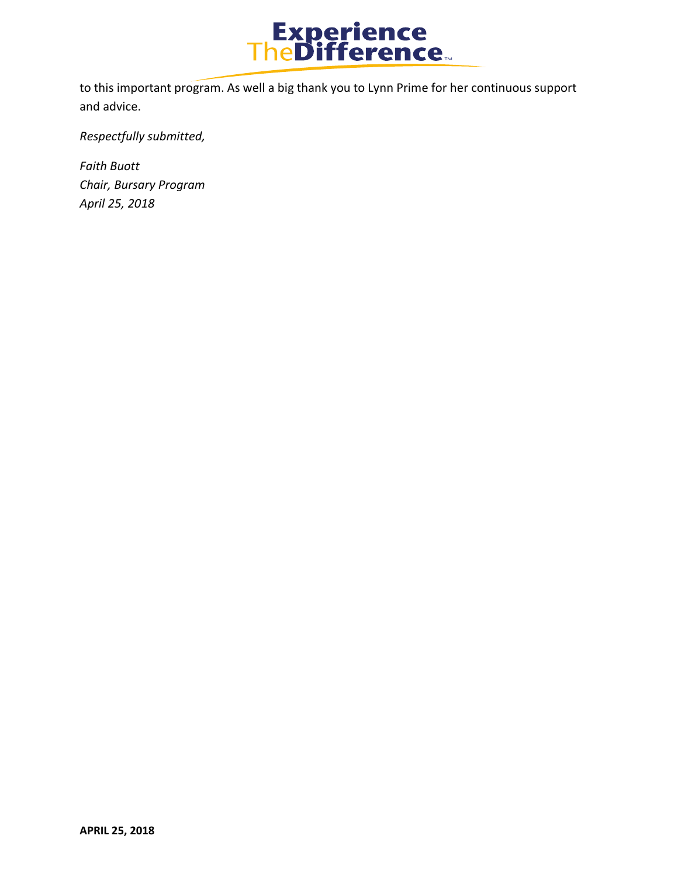to this important program. As well a big thank you to Lynn Prime for her continuous support and advice.

*Respectfully submitted,*

*Faith Buott*
*Chair, Bursary Program*
*April 25, 2018*